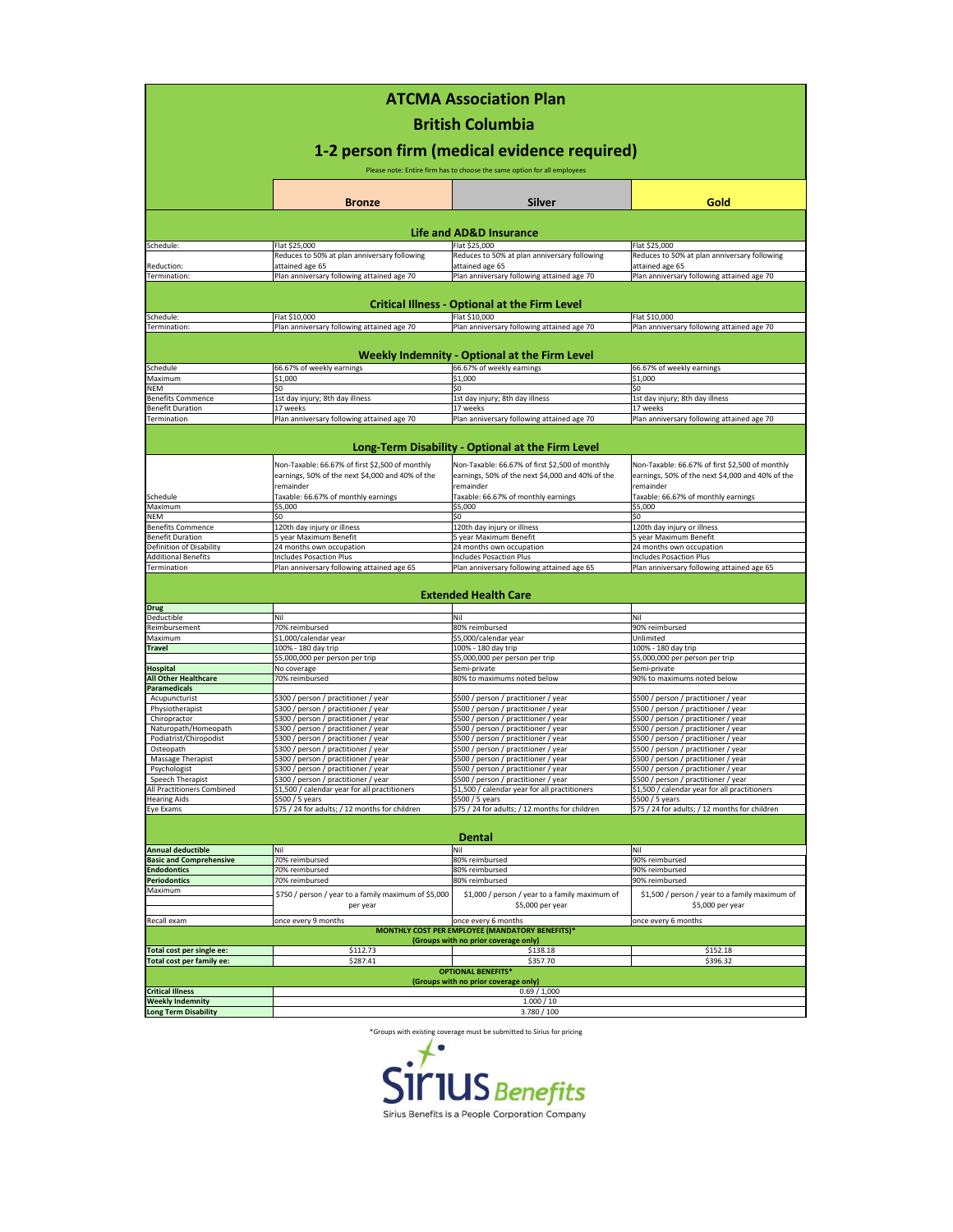# ATCMA Association Plan

## British Columbia

## 1-2 person firm (medical evidence required)

Please note: Entire firm has to choose the same option for all employees

| | Bronze | Silver | Gold |
|---|---|---|---|
| **Life and AD&D Insurance** | | | |
| Schedule: | Flat $25,000 | Flat $25,000 | Flat $25,000 |
| Reduction: | Reduces to 50% at plan anniversary following attained age 65 | Reduces to 50% at plan anniversary following attained age 65 | Reduces to 50% at plan anniversary following attained age 65 |
| Termination: | Plan anniversary following attained age 70 | Plan anniversary following attained age 70 | Plan anniversary following attained age 70 |
| **Critical Illness - Optional at the Firm Level** | | | |
| Schedule: | Flat $10,000 | Flat $10,000 | Flat $10,000 |
| Termination: | Plan anniversary following attained age 70 | Plan anniversary following attained age 70 | Plan anniversary following attained age 70 |
| **Weekly Indemnity - Optional at the Firm Level** | | | |
| Schedule | 66.67% of weekly earnings | 66.67% of weekly earnings | 66.67% of weekly earnings |
| Maximum | $1,000 | $1,000 | $1,000 |
| NEM | $0 | $0 | $0 |
| Benefits Commence | 1st day injury; 8th day illness | 1st day injury; 8th day illness | 1st day injury; 8th day illness |
| Benefit Duration | 17 weeks | 17 weeks | 17 weeks |
| Termination | Plan anniversary following attained age 70 | Plan anniversary following attained age 70 | Plan anniversary following attained age 70 |
| **Long-Term Disability - Optional at the Firm Level** | | | |
| Schedule | Non-Taxable: 66.67% of first $2,500 of monthly earnings, 50% of the next $4,000 and 40% of the remainder<br>Taxable: 66.67% of monthly earnings | Non-Taxable: 66.67% of first $2,500 of monthly earnings, 50% of the next $4,000 and 40% of the remainder<br>Taxable: 66.67% of monthly earnings | Non-Taxable: 66.67% of first $2,500 of monthly earnings, 50% of the next $4,000 and 40% of the remainder<br>Taxable: 66.67% of monthly earnings |
| Maximum | $5,000 | $5,000 | $5,000 |
| NEM | $0 | $0 | $0 |
| Benefits Commence | 120th day injury or illness | 120th day injury or illness | 120th day injury or illness |
| Benefit Duration | 5 year Maximum Benefit | 5 year Maximum Benefit | 5 year Maximum Benefit |
| Definition of Disability | 24 months own occupation | 24 months own occupation | 24 months own occupation |
| Additional Benefits | Includes Posaction Plus | Includes Posaction Plus | Includes Posaction Plus |
| Termination | Plan anniversary following attained age 65 | Plan anniversary following attained age 65 | Plan anniversary following attained age 65 |
| **Extended Health Care** | | | |
| **Drug** | | | |
| Deductible | Nil | Nil | Nil |
| Reimbursement | 70% reimbursed | 80% reimbursed | 90% reimbursed |
| Maximum | $1,000/calendar year | $5,000/calendar year | Unlimited |
| **Travel** | 100% - 180 day trip | 100% - 180 day trip | 100% - 180 day trip |
| | $5,000,000 per person per trip | $5,000,000 per person per trip | $5,000,000 per person per trip |
| **Hospital** | No coverage | Semi-private | Semi-private |
| **All Other Healthcare** | 70% reimbursed | 80% to maximums noted below | 90% to maximums noted below |
| **Paramedicals** | | | |
| Acupuncturist | $300 / person / practitioner / year | $500 / person / practitioner / year | $500 / person / practitioner / year |
| Physiotherapist | $300 / person / practitioner / year | $500 / person / practitioner / year | $500 / person / practitioner / year |
| Chiropractor | $300 / person / practitioner / year | $500 / person / practitioner / year | $500 / person / practitioner / year |
| Naturopath/Homeopath | $300 / person / practitioner / year | $500 / person / practitioner / year | $500 / person / practitioner / year |
| Podiatrist/Chiropodist | $300 / person / practitioner / year | $500 / person / practitioner / year | $500 / person / practitioner / year |
| Osteopath | $300 / person / practitioner / year | $500 / person / practitioner / year | $500 / person / practitioner / year |
| Massage Therapist | $300 / person / practitioner / year | $500 / person / practitioner / year | $500 / person / practitioner / year |
| Psychologist | $300 / person / practitioner / year | $500 / person / practitioner / year | $500 / person / practitioner / year |
| Speech Therapist | $300 / person / practitioner / year | $500 / person / practitioner / year | $500 / person / practitioner / year |
| All Practitioners Combined | $1,500 / calendar year for all practitioners | $1,500 / calendar year for all practitioners | $1,500 / calendar year for all practitioners |
| Hearing Aids | $500 / 5 years | $500 / 5 years | $500 / 5 years |
| Eye Exams | $75 / 24 for adults; / 12 months for children | $75 / 24 for adults; / 12 months for children | $75 / 24 for adults; / 12 months for children |
| **Dental** | | | |
| **Annual deductible** | Nil | Nil | Nil |
| **Basic and Comprehensive** | 70% reimbursed | 80% reimbursed | 90% reimbursed |
| **Endodontics** | 70% reimbursed | 80% reimbursed | 90% reimbursed |
| **Periodontics** | 70% reimbursed | 80% reimbursed | 90% reimbursed |
| Maximum | $750 / person / year to a family maximum of $5,000 per year | $1,000 / person / year to a family maximum of $5,000 per year | $1,500 / person / year to a family maximum of $5,000 per year |
| Recall exam | once every 9 months | once every 6 months | once every 6 months |
| **MONTHLY COST PER EMPLOYEE (MANDATORY BENEFITS)\*<br>(Groups with no prior coverage only)** | | | |
| **Total cost per single ee:** | $112.73 | $138.18 | $152.18 |
| **Total cost per family ee:** | $287.41 | $357.70 | $396.32 |
| **OPTIONAL BENEFITS\*<br>(Groups with no prior coverage only)** | | | |
| **Critical Illness** | 0.69 / 1,000 | | |
| **Weekly Indemnity** | 1.000 / 10 | | |
| **Long Term Disability** | 3.780 / 100 | | |

\*Groups with existing coverage must be submitted to Sirius for pricing

Sirius Benefits

Sirius Benefits is a People Corporation Company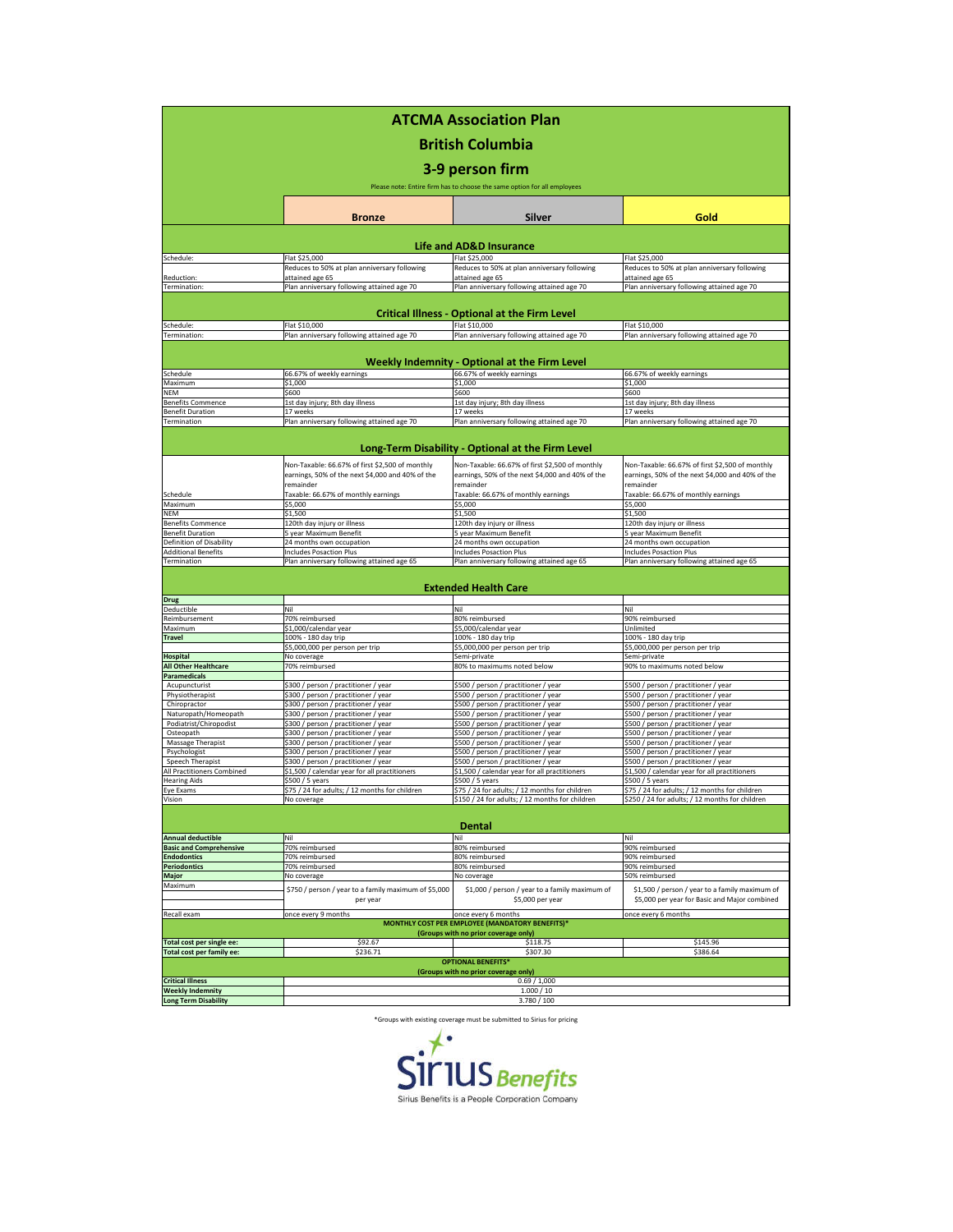# ATCMA Association Plan

## British Columbia

## 3-9 person firm

Please note: Entire firm has to choose the same option for all employees

| | Bronze | Silver | Gold |
|---|---|---|---|
| **Life and AD&D Insurance** | | | |
| Schedule: | Flat $25,000 | Flat $25,000 | Flat $25,000 |
| Reduction: | Reduces to 50% at plan anniversary following attained age 65 | Reduces to 50% at plan anniversary following attained age 65 | Reduces to 50% at plan anniversary following attained age 65 |
| Termination: | Plan anniversary following attained age 70 | Plan anniversary following attained age 70 | Plan anniversary following attained age 70 |
| **Critical Illness - Optional at the Firm Level** | | | |
| Schedule: | Flat $10,000 | Flat $10,000 | Flat $10,000 |
| Termination: | Plan anniversary following attained age 70 | Plan anniversary following attained age 70 | Plan anniversary following attained age 70 |
| **Weekly Indemnity - Optional at the Firm Level** | | | |
| Schedule | 66.67% of weekly earnings | 66.67% of weekly earnings | 66.67% of weekly earnings |
| Maximum | $1,000 | $1,000 | $1,000 |
| NEM | $600 | $600 | $600 |
| Benefits Commence | 1st day injury; 8th day illness | 1st day injury; 8th day illness | 1st day injury; 8th day illness |
| Benefit Duration | 17 weeks | 17 weeks | 17 weeks |
| Termination | Plan anniversary following attained age 70 | Plan anniversary following attained age 70 | Plan anniversary following attained age 70 |
| **Long-Term Disability - Optional at the Firm Level** | | | |
| Schedule | Non-Taxable: 66.67% of first $2,500 of monthly earnings, 50% of the next $4,000 and 40% of the remainder<br>Taxable: 66.67% of monthly earnings | Non-Taxable: 66.67% of first $2,500 of monthly earnings, 50% of the next $4,000 and 40% of the remainder<br>Taxable: 66.67% of monthly earnings | Non-Taxable: 66.67% of first $2,500 of monthly earnings, 50% of the next $4,000 and 40% of the remainder<br>Taxable: 66.67% of monthly earnings |
| Maximum | $5,000 | $5,000 | $5,000 |
| NEM | $1,500 | $1,500 | $1,500 |
| Benefits Commence | 120th day injury or illness | 120th day injury or illness | 120th day injury or illness |
| Benefit Duration | 5 year Maximum Benefit | 5 year Maximum Benefit | 5 year Maximum Benefit |
| Definition of Disability | 24 months own occupation | 24 months own occupation | 24 months own occupation |
| Additional Benefits | Includes Posaction Plus | Includes Posaction Plus | Includes Posaction Plus |
| Termination | Plan anniversary following attained age 65 | Plan anniversary following attained age 65 | Plan anniversary following attained age 65 |
| **Extended Health Care** | | | |
| **Drug** | | | |
| Deductible | Nil | Nil | Nil |
| Reimbursement | 70% reimbursed | 80% reimbursed | 90% reimbursed |
| Maximum | $1,000/calendar year | $5,000/calendar year | Unlimited |
| **Travel** | 100% - 180 day trip<br>$5,000,000 per person per trip | 100% - 180 day trip<br>$5,000,000 per person per trip | 100% - 180 day trip<br>$5,000,000 per person per trip |
| **Hospital** | No coverage | Semi-private | Semi-private |
| **All Other Healthcare** | 70% reimbursed | 80% to maximums noted below | 90% to maximums noted below |
| **Paramedicals** | | | |
| Acupuncturist | $300 / person / practitioner / year | $500 / person / practitioner / year | $500 / person / practitioner / year |
| Physiotherapist | $300 / person / practitioner / year | $500 / person / practitioner / year | $500 / person / practitioner / year |
| Chiropractor | $300 / person / practitioner / year | $500 / person / practitioner / year | $500 / person / practitioner / year |
| Naturopath/Homeopath | $300 / person / practitioner / year | $500 / person / practitioner / year | $500 / person / practitioner / year |
| Podiatrist/Chiropodist | $300 / person / practitioner / year | $500 / person / practitioner / year | $500 / person / practitioner / year |
| Osteopath | $300 / person / practitioner / year | $500 / person / practitioner / year | $500 / person / practitioner / year |
| Massage Therapist | $300 / person / practitioner / year | $500 / person / practitioner / year | $500 / person / practitioner / year |
| Psychologist | $300 / person / practitioner / year | $500 / person / practitioner / year | $500 / person / practitioner / year |
| Speech Therapist | $300 / person / practitioner / year | $500 / person / practitioner / year | $500 / person / practitioner / year |
| All Practitioners Combined | $1,500 / calendar year for all practitioners | $1,500 / calendar year for all practitioners | $1,500 / calendar year for all practitioners |
| Hearing Aids | $500 / 5 years | $500 / 5 years | $500 / 5 years |
| Eye Exams | $75 / 24 for adults; / 12 months for children | $75 / 24 for adults; / 12 months for children | $75 / 24 for adults; / 12 months for children |
| Vision | No coverage | $150 / 24 for adults; / 12 months for children | $250 / 24 for adults; / 12 months for children |
| **Dental** | | | |
| **Annual deductible** | Nil | Nil | Nil |
| **Basic and Comprehensive** | 70% reimbursed | 80% reimbursed | 90% reimbursed |
| **Endodontics** | 70% reimbursed | 80% reimbursed | 90% reimbursed |
| **Periodontics** | 70% reimbursed | 80% reimbursed | 90% reimbursed |
| **Major** | No coverage | No coverage | 50% reimbursed |
| Maximum | $750 / person / year to a family maximum of $5,000 per year | $1,000 / person / year to a family maximum of $5,000 per year | $1,500 / person / year to a family maximum of $5,000 per year for Basic and Major combined |
| Recall exam | once every 9 months | once every 6 months | once every 6 months |
| **MONTHLY COST PER EMPLOYEE (MANDATORY BENEFITS)* (Groups with no prior coverage only)** | | | |
| **Total cost per single ee:** | $92.67 | $118.75 | $145.96 |
| **Total cost per family ee:** | $236.71 | $307.30 | $386.64 |
| **OPTIONAL BENEFITS* (Groups with no prior coverage only)** | | | |
| **Critical Illness** | 0.69 / 1,000 | | |
| **Weekly Indemnity** | 1.000 / 10 | | |
| **Long Term Disability** | 3.780 / 100 | | |

*Groups with existing coverage must be submitted to Sirius for pricing

Sirius Benefits

Sirius Benefits is a People Corporation Company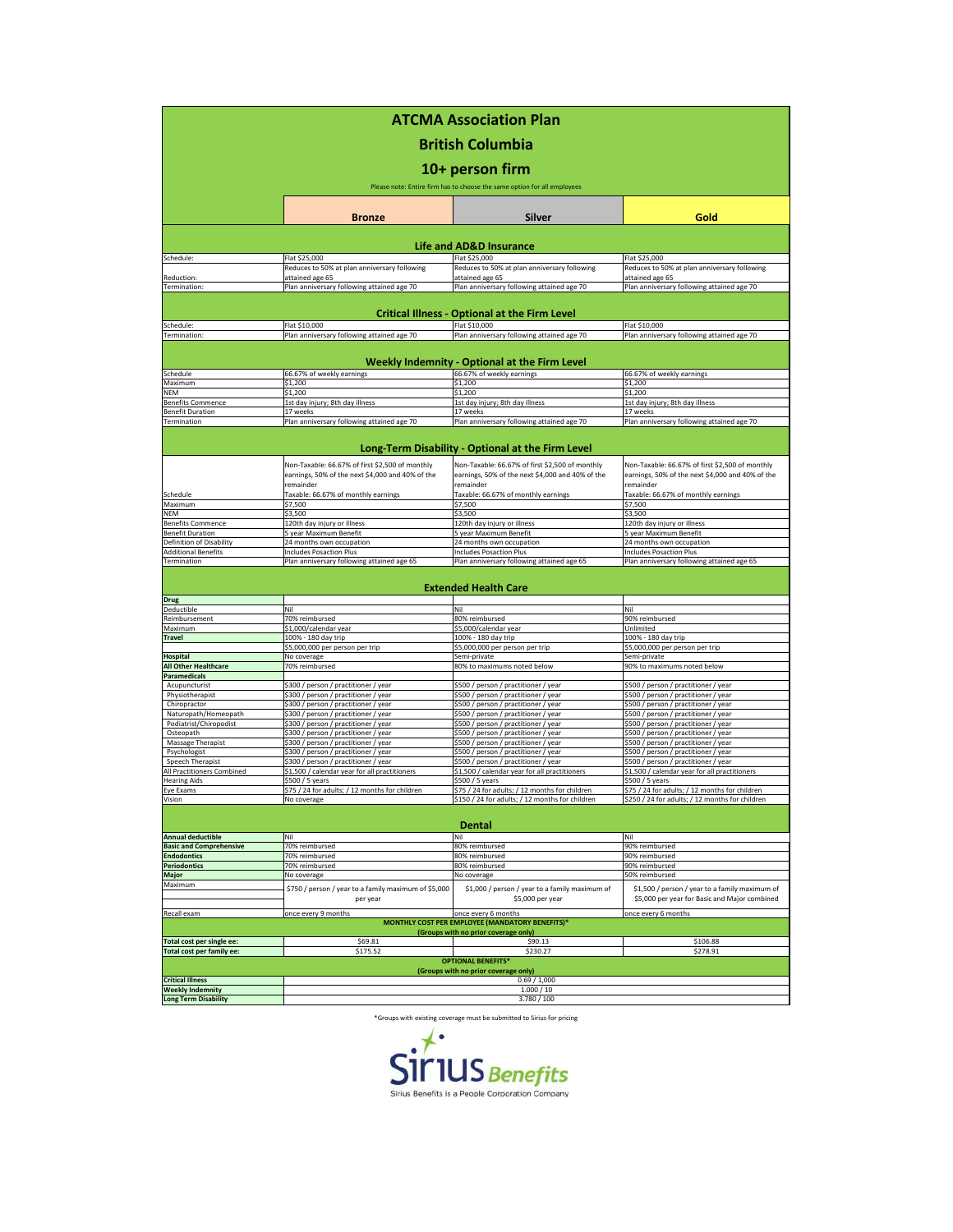# ATCMA Association Plan

## British Columbia

## 10+ person firm

Please note: Entire firm has to choose the same option for all employees

| | Bronze | Silver | Gold |
|---|---|---|---|
| **Life and AD&D Insurance** | | | |
| Schedule: | Flat $25,000 | Flat $25,000 | Flat $25,000 |
| Reduction: | Reduces to 50% at plan anniversary following attained age 65 | Reduces to 50% at plan anniversary following attained age 65 | Reduces to 50% at plan anniversary following attained age 65 |
| Termination: | Plan anniversary following attained age 70 | Plan anniversary following attained age 70 | Plan anniversary following attained age 70 |
| **Critical Illness - Optional at the Firm Level** | | | |
| Schedule: | Flat $10,000 | Flat $10,000 | Flat $10,000 |
| Termination: | Plan anniversary following attained age 70 | Plan anniversary following attained age 70 | Plan anniversary following attained age 70 |
| **Weekly Indemnity - Optional at the Firm Level** | | | |
| Schedule | 66.67% of weekly earnings | 66.67% of weekly earnings | 66.67% of weekly earnings |
| Maximum | $1,200 | $1,200 | $1,200 |
| NEM | $1,200 | $1,200 | $1,200 |
| Benefits Commence | 1st day injury; 8th day illness | 1st day injury; 8th day illness | 1st day injury; 8th day illness |
| Benefit Duration | 17 weeks | 17 weeks | 17 weeks |
| Termination | Plan anniversary following attained age 70 | Plan anniversary following attained age 70 | Plan anniversary following attained age 70 |
| **Long-Term Disability - Optional at the Firm Level** | | | |
| Schedule | Non-Taxable: 66.67% of first $2,500 of monthly earnings, 50% of the next $4,000 and 40% of the remainder<br>Taxable: 66.67% of monthly earnings | Non-Taxable: 66.67% of first $2,500 of monthly earnings, 50% of the next $4,000 and 40% of the remainder<br>Taxable: 66.67% of monthly earnings | Non-Taxable: 66.67% of first $2,500 of monthly earnings, 50% of the next $4,000 and 40% of the remainder<br>Taxable: 66.67% of monthly earnings |
| Maximum | $7,500 | $7,500 | $7,500 |
| NEM | $3,500 | $3,500 | $3,500 |
| Benefits Commence | 120th day injury or illness | 120th day injury or illness | 120th day injury or illness |
| Benefit Duration | 5 year Maximum Benefit | 5 year Maximum Benefit | 5 year Maximum Benefit |
| Definition of Disability | 24 months own occupation | 24 months own occupation | 24 months own occupation |
| Additional Benefits | Includes Posaction Plus | Includes Posaction Plus | Includes Posaction Plus |
| Termination | Plan anniversary following attained age 65 | Plan anniversary following attained age 65 | Plan anniversary following attained age 65 |
| **Extended Health Care** | | | |
| **Drug** | | | |
| Deductible | Nil | Nil | Nil |
| Reimbursement | 70% reimbursed | 80% reimbursed | 90% reimbursed |
| Maximum | $1,000/calendar year | $5,000/calendar year | Unlimited |
| **Travel** | 100% - 180 day trip<br>$5,000,000 per person per trip | 100% - 180 day trip<br>$5,000,000 per person per trip | 100% - 180 day trip<br>$5,000,000 per person per trip |
| **Hospital** | No coverage | Semi-private | Semi-private |
| **All Other Healthcare** | 70% reimbursed | 80% to maximums noted below | 90% to maximums noted below |
| **Paramedicals** | | | |
| Acupuncturist | $300 / person / practitioner / year | $500 / person / practitioner / year | $500 / person / practitioner / year |
| Physiotherapist | $300 / person / practitioner / year | $500 / person / practitioner / year | $500 / person / practitioner / year |
| Chiropractor | $300 / person / practitioner / year | $500 / person / practitioner / year | $500 / person / practitioner / year |
| Naturopath/Homeopath | $300 / person / practitioner / year | $500 / person / practitioner / year | $500 / person / practitioner / year |
| Podiatrist/Chiropodist | $300 / person / practitioner / year | $500 / person / practitioner / year | $500 / person / practitioner / year |
| Osteopath | $300 / person / practitioner / year | $500 / person / practitioner / year | $500 / person / practitioner / year |
| Massage Therapist | $300 / person / practitioner / year | $500 / person / practitioner / year | $500 / person / practitioner / year |
| Psychologist | $300 / person / practitioner / year | $500 / person / practitioner / year | $500 / person / practitioner / year |
| Speech Therapist | $300 / person / practitioner / year | $500 / person / practitioner / year | $500 / person / practitioner / year |
| All Practitioners Combined | $1,500 / calendar year for all practitioners | $1,500 / calendar year for all practitioners | $1,500 / calendar year for all practitioners |
| Hearing Aids | $500 / 5 years | $500 / 5 years | $500 / 5 years |
| Eye Exams | $75 / 24 for adults; / 12 months for children | $75 / 24 for adults; / 12 months for children | $75 / 24 for adults; / 12 months for children |
| Vision | No coverage | $150 / 24 for adults; / 12 months for children | $250 / 24 for adults; / 12 months for children |
| **Dental** | | | |
| **Annual deductible** | Nil | Nil | Nil |
| **Basic and Comprehensive** | 70% reimbursed | 80% reimbursed | 90% reimbursed |
| **Endodontics** | 70% reimbursed | 80% reimbursed | 90% reimbursed |
| **Periodontics** | 70% reimbursed | 80% reimbursed | 90% reimbursed |
| **Major** | No coverage | No coverage | 50% reimbursed |
| Maximum | $750 / person / year to a family maximum of $5,000 per year | $1,000 / person / year to a family maximum of $5,000 per year | $1,500 / person / year to a family maximum of $5,000 per year for Basic and Major combined |
| Recall exam | once every 9 months | once every 6 months | once every 6 months |
| **MONTHLY COST PER EMPLOYEE (MANDATORY BENEFITS)\* (Groups with no prior coverage only)** | | | |
| **Total cost per single ee:** | $69.81 | $90.13 | $106.88 |
| **Total cost per family ee:** | $175.52 | $230.27 | $278.91 |
| **OPTIONAL BENEFITS\* (Groups with no prior coverage only)** | | | |
| **Critical Illness** | 0.69 / 1,000 | | |
| **Weekly Indemnity** | 1.000 / 10 | | |
| **Long Term Disability** | 3.780 / 100 | | |

*Groups with existing coverage must be submitted to Sirius for pricing

Sirius Benefits

Sirius Benefits is a People Corporation Company